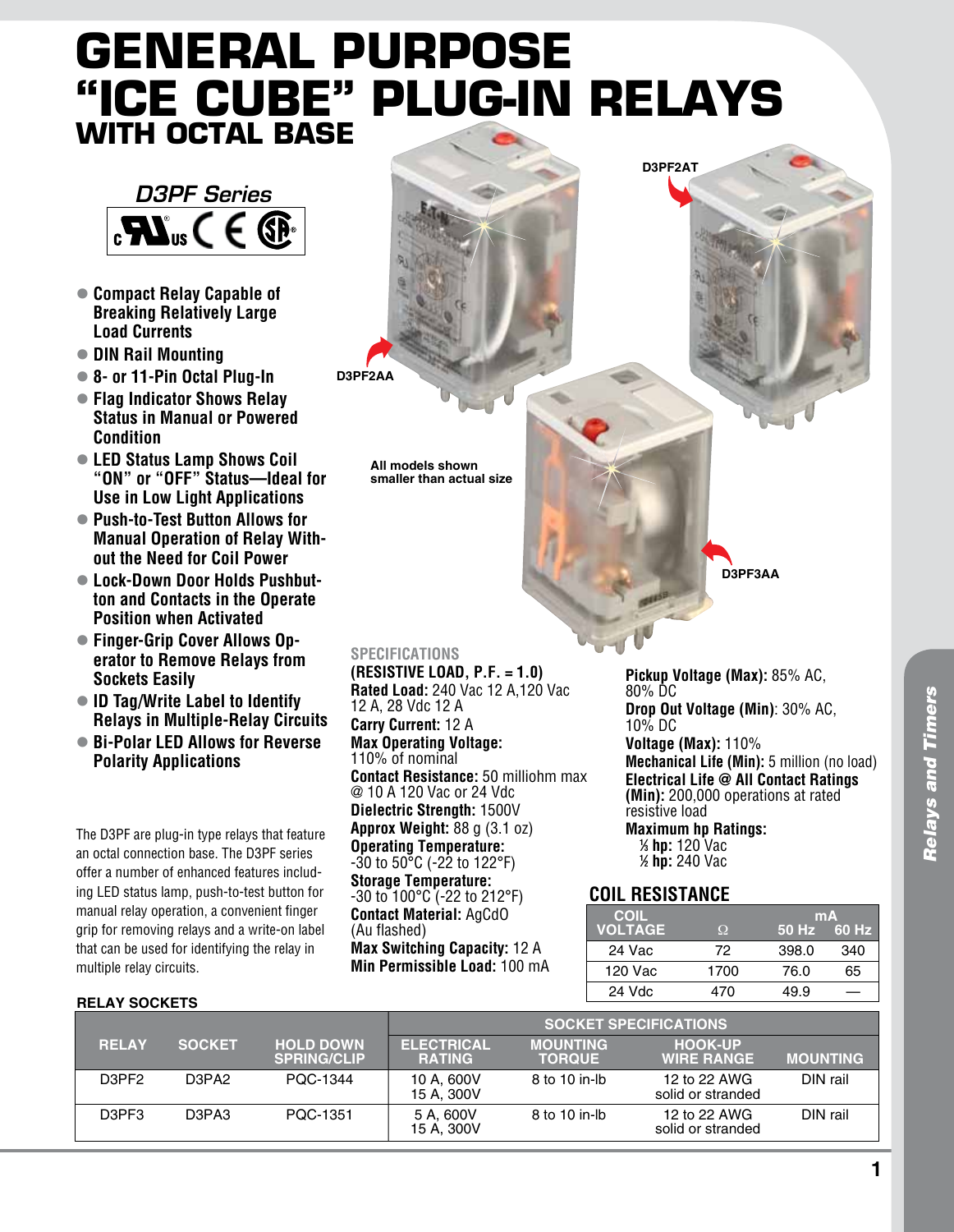# GENERAL PURPOSE "ICE CUBE" PLUG-IN RELAYS

## WITH OCTAL BASE

*D3PF Series*

- Compact Relay Capable of Breaking Relatively Large Load Currents
- DIN Rail Mounting
- 8- or 11-Pin Octal Plug-In
- Flag Indicator Shows Relay Status in Manual or Powered Condition
- LED Status Lamp Shows Coil "ON" or "OFF" Status—Ideal for Use in Low Light Applications
- Push-to-Test Button Allows for Manual Operation of Relay Without the Need for Coil Power
- Lock-Down Door Holds Pushbutton and Contacts in the Operate Position when Activated
- Finger-Grip Cover Allows Operator to Remove Relays from Sockets Easily
- ID Tag/Write Label to Identify Relays in Multiple-Relay Circuits
- Bi-Polar LED Allows for Reverse Polarity Applications

The D3PF are plug-in type relays that feature an octal connection base. The D3PF series offer a number of enhanced features including LED status lamp, push-to-test button for manual relay operation, a convenient finger grip for removing relays and a write-on label that can be used for identifying the relay in multiple relay circuits.

D3PF2AA

D3PF2AT

D3PF3AA

All models shown smaller than actual size

### SPECIFICATIONS

**(RESISTIVE LOAD, P.F. = 1.0)**

**Rated Load:** 240 Vac 12 A,120 Vac 12 A, 28 Vdc 12 A

**Carry Current:** 12 A

**Max Operating Voltage:** 110% of nominal

**Contact Resistance:** 50 milliohm max @ 10 A 120 Vac or 24 Vdc

**Dielectric Strength:** 1500V

**Approx Weight:** 88 g (3.1 oz)

**Operating Temperature:** -30 to 50°C (-22 to 122°F)

**Storage Temperature:** -30 to 100°C (-22 to 212°F)

**Contact Material:** AgCdO (Au flashed)

**Max Switching Capacity:** 12 A

**Min Permissible Load:** 100 mA

**Pickup Voltage (Max):** 85% AC, 80% DC

**Drop Out Voltage (Min)**: 30% AC, 10% DC

**Voltage (Max):** 110%

**Mechanical Life (Min):** 5 million (no load)

**Electrical Life @ All Contact Ratings (Min):** 200,000 operations at rated resistive load

**Maximum hp Ratings:**
- **⅓ hp:** 120 Vac
- **½ hp:** 240 Vac

### COIL RESISTANCE

| COIL VOLTAGE | Ω | mA 50 Hz | mA 60 Hz |
|---|---|---|---|
| 24 Vac | 72 | 398.0 | 340 |
| 120 Vac | 1700 | 76.0 | 65 |
| 24 Vdc | 470 | 49.9 | — |

### RELAY SOCKETS

| RELAY | SOCKET | HOLD DOWN SPRING/CLIP | SOCKET SPECIFICATIONS: ELECTRICAL RATING | MOUNTING TORQUE | HOOK-UP WIRE RANGE | MOUNTING |
|---|---|---|---|---|---|---|
| D3PF2 | D3PA2 | PQC-1344 | 10 A, 600V<br>15 A, 300V | 8 to 10 in-lb | 12 to 22 AWG solid or stranded | DIN rail |
| D3PF3 | D3PA3 | PQC-1351 | 5 A, 600V<br>15 A, 300V | 8 to 10 in-lb | 12 to 22 AWG solid or stranded | DIN rail |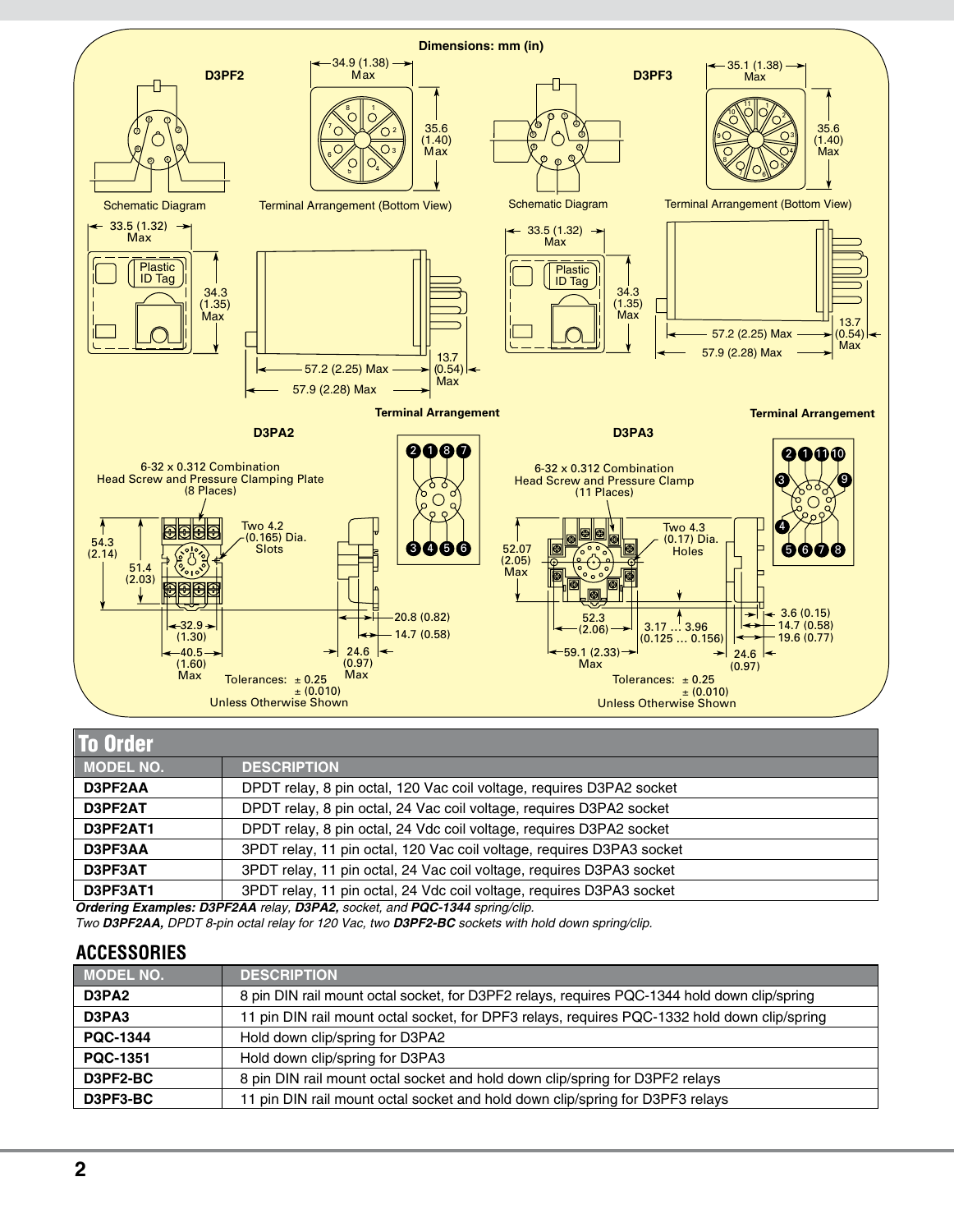**Dimensions: mm (in)**

**D3PF2**

34.9 (1.38) Max

35.6 (1.40) Max

Schematic Diagram

Terminal Arrangement (Bottom View)

**D3PF3**

35.1 (1.38) Max

35.6 (1.40) Max

Schematic Diagram

Terminal Arrangement (Bottom View)

33.5 (1.32) Max

Plastic ID Tag

34.3 (1.35) Max

57.2 (2.25) Max

57.9 (2.28) Max

13.7 (0.54) Max

33.5 (1.32) Max

Plastic ID Tag

34.3 (1.35) Max

57.2 (2.25) Max

57.9 (2.28) Max

13.7 (0.54) Max

**D3PA2**

**Terminal Arrangement**

6-32 x 0.312 Combination Head Screw and Pressure Clamping Plate (8 Places)

Two 4.2 (0.165) Dia. Slots

54.3 (2.14)

51.4 (2.03)

32.9 (1.30)

40.5 (1.60) Max

24.6 (0.97) Max

20.8 (0.82)

14.7 (0.58)

Tolerances: ± 0.25 ± (0.010) Unless Otherwise Shown

**D3PA3**

**Terminal Arrangement**

6-32 x 0.312 Combination Head Screw and Pressure Clamp (11 Places)

Two 4.3 (0.17) Dia. Holes

52.07 (2.05) Max

52.3 (2.06)

3.17 … 3.96 (0.125 … 0.156)

59.1 (2.33) Max

24.6 (0.97)

3.6 (0.15)

14.7 (0.58)

19.6 (0.77)

Tolerances: ± 0.25 ± (0.010) Unless Otherwise Shown

## To Order

| MODEL NO. | DESCRIPTION |
|---|---|
| **D3PF2AA** | DPDT relay, 8 pin octal, 120 Vac coil voltage, requires D3PA2 socket |
| **D3PF2AT** | DPDT relay, 8 pin octal, 24 Vac coil voltage, requires D3PA2 socket |
| **D3PF2AT1** | DPDT relay, 8 pin octal, 24 Vdc coil voltage, requires D3PA2 socket |
| **D3PF3AA** | 3PDT relay, 11 pin octal, 120 Vac coil voltage, requires D3PA3 socket |
| **D3PF3AT** | 3PDT relay, 11 pin octal, 24 Vac coil voltage, requires D3PA3 socket |
| **D3PF3AT1** | 3PDT relay, 11 pin octal, 24 Vdc coil voltage, requires D3PA3 socket |

*Ordering Examples: **D3PF2AA** relay, **D3PA2,** socket, and **PQC-1344** spring/clip.*
*Two **D3PF2AA,** DPDT 8-pin octal relay for 120 Vac, two **D3PF2-BC** sockets with hold down spring/clip.*

## ACCESSORIES

| MODEL NO. | DESCRIPTION |
|---|---|
| **D3PA2** | 8 pin DIN rail mount octal socket, for D3PF2 relays, requires PQC-1344 hold down clip/spring |
| **D3PA3** | 11 pin DIN rail mount octal socket, for DPF3 relays, requires PQC-1332 hold down clip/spring |
| **PQC-1344** | Hold down clip/spring for D3PA2 |
| **PQC-1351** | Hold down clip/spring for D3PA3 |
| **D3PF2-BC** | 8 pin DIN rail mount octal socket and hold down clip/spring for D3PF2 relays |
| **D3PF3-BC** | 11 pin DIN rail mount octal socket and hold down clip/spring for D3PF3 relays |